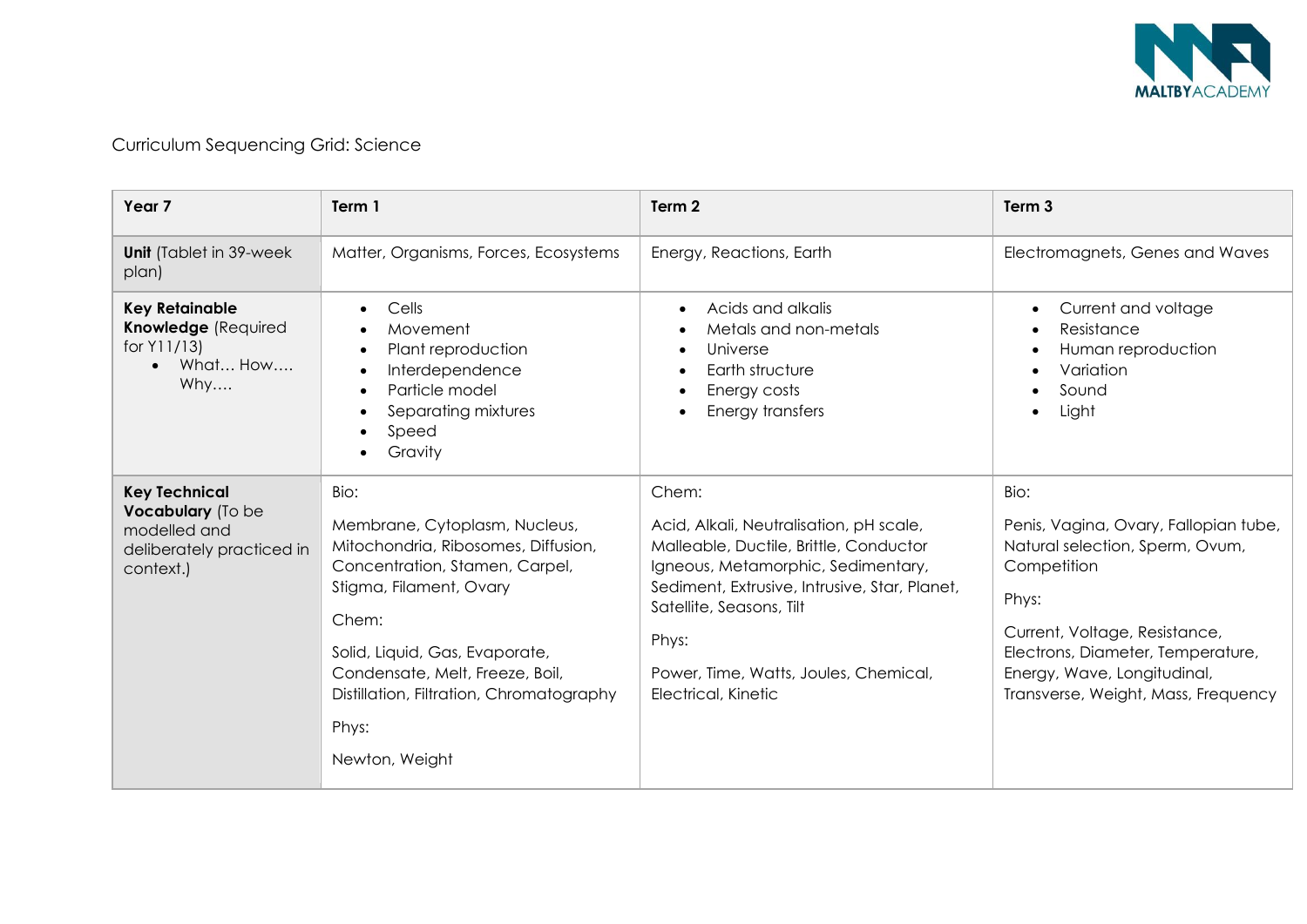Curriculum Sequencing Grid: Science

| **Year 7** | **Term 1** | **Term 2** | **Term 3** |
| --- | --- | --- | --- |
| **Unit** (Tablet in 39-week plan) | Matter, Organisms, Forces, Ecosystems | Energy, Reactions, Earth | Electromagnets, Genes and Waves |
| **Key Retainable Knowledge** (Required for Y11/13)<br>• What… How…. Why…. | • Cells<br>• Movement<br>• Plant reproduction<br>• Interdependence<br>• Particle model<br>• Separating mixtures<br>• Speed<br>• Gravity | • Acids and alkalis<br>• Metals and non-metals<br>• Universe<br>• Earth structure<br>• Energy costs<br>• Energy transfers | • Current and voltage<br>• Resistance<br>• Human reproduction<br>• Variation<br>• Sound<br>• Light |
| **Key Technical Vocabulary** (To be modelled and deliberately practiced in context.) | Bio:<br>Membrane, Cytoplasm, Nucleus, Mitochondria, Ribosomes, Diffusion, Concentration, Stamen, Carpel, Stigma, Filament, Ovary<br>Chem:<br>Solid, Liquid, Gas, Evaporate, Condensate, Melt, Freeze, Boil, Distillation, Filtration, Chromatography<br>Phys:<br>Newton, Weight | Chem:<br>Acid, Alkali, Neutralisation, pH scale, Malleable, Ductile, Brittle, Conductor Igneous, Metamorphic, Sedimentary, Sediment, Extrusive, Intrusive, Star, Planet, Satellite, Seasons, Tilt<br>Phys:<br>Power, Time, Watts, Joules, Chemical, Electrical, Kinetic | Bio:<br>Penis, Vagina, Ovary, Fallopian tube, Natural selection, Sperm, Ovum, Competition<br>Phys:<br>Current, Voltage, Resistance, Electrons, Diameter, Temperature, Energy, Wave, Longitudinal, Transverse, Weight, Mass, Frequency |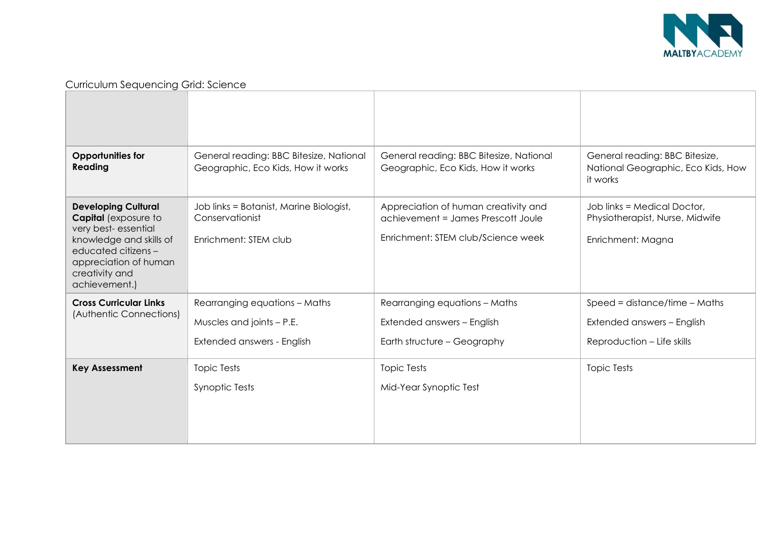Curriculum Sequencing Grid: Science

| | | | |
|---|---|---|---|
| **Opportunities for Reading** | General reading: BBC Bitesize, National Geographic, Eco Kids, How it works | General reading: BBC Bitesize, National Geographic, Eco Kids, How it works | General reading: BBC Bitesize, National Geographic, Eco Kids, How it works |
| **Developing Cultural Capital** (exposure to very best- essential knowledge and skills of educated citizens – appreciation of human creativity and achievement.) | Job links = Botanist, Marine Biologist, Conservationist<br><br>Enrichment: STEM club | Appreciation of human creativity and achievement = James Prescott Joule<br><br>Enrichment: STEM club/Science week | Job links = Medical Doctor, Physiotherapist, Nurse, Midwife<br><br>Enrichment: Magna |
| **Cross Curricular Links** (Authentic Connections) | Rearranging equations – Maths<br><br>Muscles and joints – P.E.<br><br>Extended answers - English | Rearranging equations – Maths<br><br>Extended answers – English<br><br>Earth structure – Geography | Speed = distance/time – Maths<br><br>Extended answers – English<br><br>Reproduction – Life skills |
| **Key Assessment** | Topic Tests<br><br>Synoptic Tests | Topic Tests<br><br>Mid-Year Synoptic Test | Topic Tests |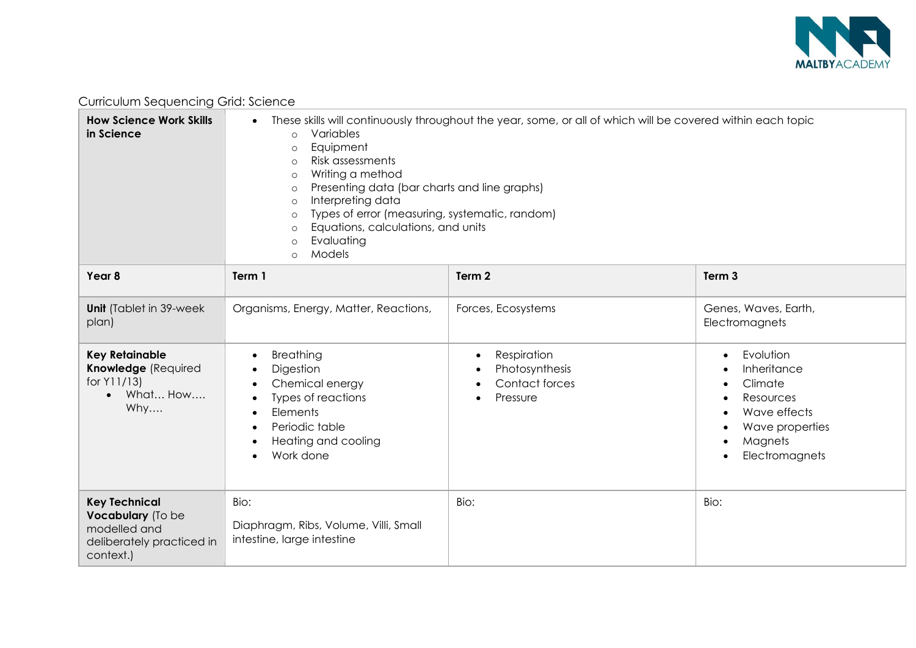Curriculum Sequencing Grid: Science

| **How Science Work Skills in Science** | • These skills will continuously throughout the year, some, or all of which will be covered within each topic<br>  ○ Variables<br>  ○ Equipment<br>  ○ Risk assessments<br>  ○ Writing a method<br>  ○ Presenting data (bar charts and line graphs)<br>  ○ Interpreting data<br>  ○ Types of error (measuring, systematic, random)<br>  ○ Equations, calculations, and units<br>  ○ Evaluating<br>  ○ Models | | |
|---|---|---|---|
| **Year 8** | **Term 1** | **Term 2** | **Term 3** |
| **Unit** (Tablet in 39-week plan) | Organisms, Energy, Matter, Reactions, | Forces, Ecosystems | Genes, Waves, Earth, Electromagnets |
| **Key Retainable Knowledge** (Required for Y11/13)<br>• What… How…. Why…. | • Breathing<br>• Digestion<br>• Chemical energy<br>• Types of reactions<br>• Elements<br>• Periodic table<br>• Heating and cooling<br>• Work done | • Respiration<br>• Photosynthesis<br>• Contact forces<br>• Pressure | • Evolution<br>• Inheritance<br>• Climate<br>• Resources<br>• Wave effects<br>• Wave properties<br>• Magnets<br>• Electromagnets |
| **Key Technical Vocabulary** (To be modelled and deliberately practiced in context.) | Bio:<br><br>Diaphragm, Ribs, Volume, Villi, Small intestine, large intestine | Bio: | Bio: |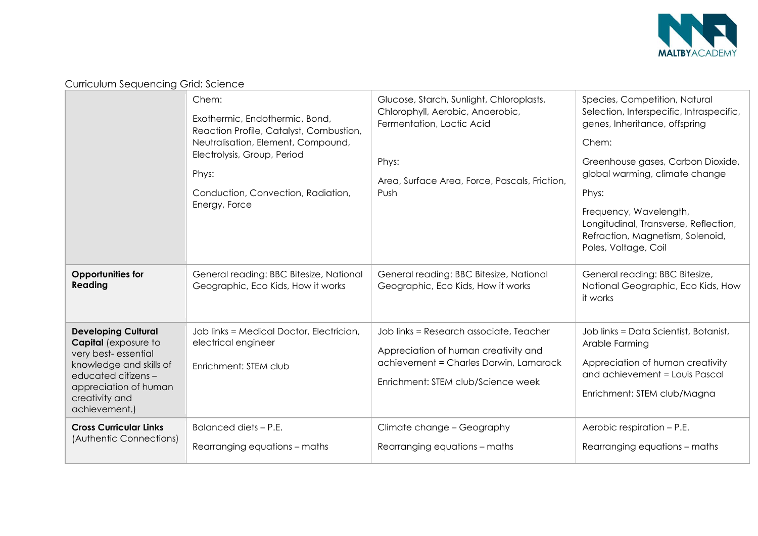Curriculum Sequencing Grid: Science

| | | | |
|---|---|---|---|
| | Chem:<br><br>Exothermic, Endothermic, Bond, Reaction Profile, Catalyst, Combustion, Neutralisation, Element, Compound, Electrolysis, Group, Period<br><br>Phys:<br><br>Conduction, Convection, Radiation, Energy, Force | Glucose, Starch, Sunlight, Chloroplasts, Chlorophyll, Aerobic, Anaerobic, Fermentation, Lactic Acid<br><br>Phys:<br><br>Area, Surface Area, Force, Pascals, Friction, Push | Species, Competition, Natural Selection, Interspecific, Intraspecific, genes, Inheritance, offspring<br><br>Chem:<br><br>Greenhouse gases, Carbon Dioxide, global warming, climate change<br><br>Phys:<br><br>Frequency, Wavelength, Longitudinal, Transverse, Reflection, Refraction, Magnetism, Solenoid, Poles, Voltage, Coil |
| **Opportunities for Reading** | General reading: BBC Bitesize, National Geographic, Eco Kids, How it works | General reading: BBC Bitesize, National Geographic, Eco Kids, How it works | General reading: BBC Bitesize, National Geographic, Eco Kids, How it works |
| **Developing Cultural Capital** (exposure to very best- essential knowledge and skills of educated citizens – appreciation of human creativity and achievement.) | Job links = Medical Doctor, Electrician, electrical engineer<br><br>Enrichment: STEM club | Job links = Research associate, Teacher<br><br>Appreciation of human creativity and achievement = Charles Darwin, Lamarack<br><br>Enrichment: STEM club/Science week | Job links = Data Scientist, Botanist, Arable Farming<br><br>Appreciation of human creativity and achievement = Louis Pascal<br><br>Enrichment: STEM club/Magna |
| **Cross Curricular Links** (Authentic Connections) | Balanced diets – P.E.<br><br>Rearranging equations – maths | Climate change – Geography<br><br>Rearranging equations – maths | Aerobic respiration – P.E.<br><br>Rearranging equations – maths |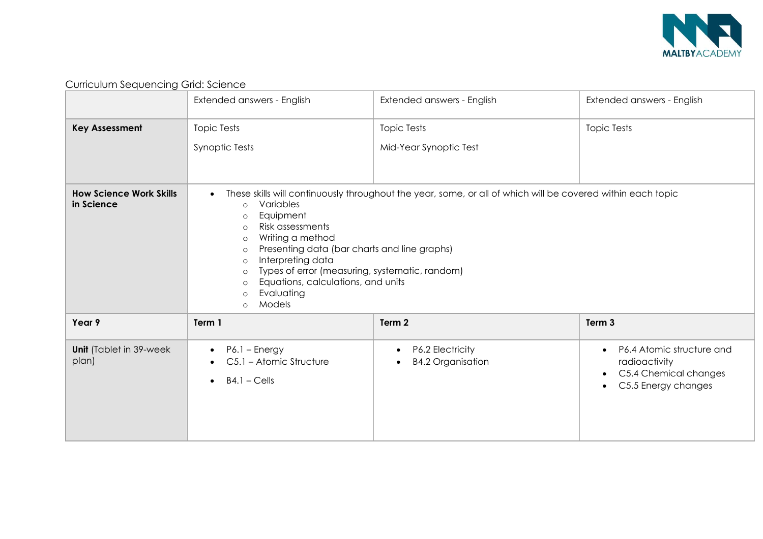Curriculum Sequencing Grid: Science

| | | | |
|---|---|---|---|
| | Extended answers - English | Extended answers - English | Extended answers - English |
| **Key Assessment** | Topic Tests<br><br>Synoptic Tests | Topic Tests<br><br>Mid-Year Synoptic Test | Topic Tests |
| **How Science Work Skills in Science** | • These skills will continuously throughout the year, some, or all of which will be covered within each topic<br>&nbsp;&nbsp;&nbsp;&nbsp;○ Variables<br>&nbsp;&nbsp;&nbsp;&nbsp;○ Equipment<br>&nbsp;&nbsp;&nbsp;&nbsp;○ Risk assessments<br>&nbsp;&nbsp;&nbsp;&nbsp;○ Writing a method<br>&nbsp;&nbsp;&nbsp;&nbsp;○ Presenting data (bar charts and line graphs)<br>&nbsp;&nbsp;&nbsp;&nbsp;○ Interpreting data<br>&nbsp;&nbsp;&nbsp;&nbsp;○ Types of error (measuring, systematic, random)<br>&nbsp;&nbsp;&nbsp;&nbsp;○ Equations, calculations, and units<br>&nbsp;&nbsp;&nbsp;&nbsp;○ Evaluating<br>&nbsp;&nbsp;&nbsp;&nbsp;○ Models | | |
| **Year 9** | **Term 1** | **Term 2** | **Term 3** |
| **Unit** (Tablet in 39-week plan) | • P6.1 – Energy<br>• C5.1 – Atomic Structure<br>• B4.1 – Cells | • P6.2 Electricity<br>• B4.2 Organisation | • P6.4 Atomic structure and radioactivity<br>• C5.4 Chemical changes<br>• C5.5 Energy changes |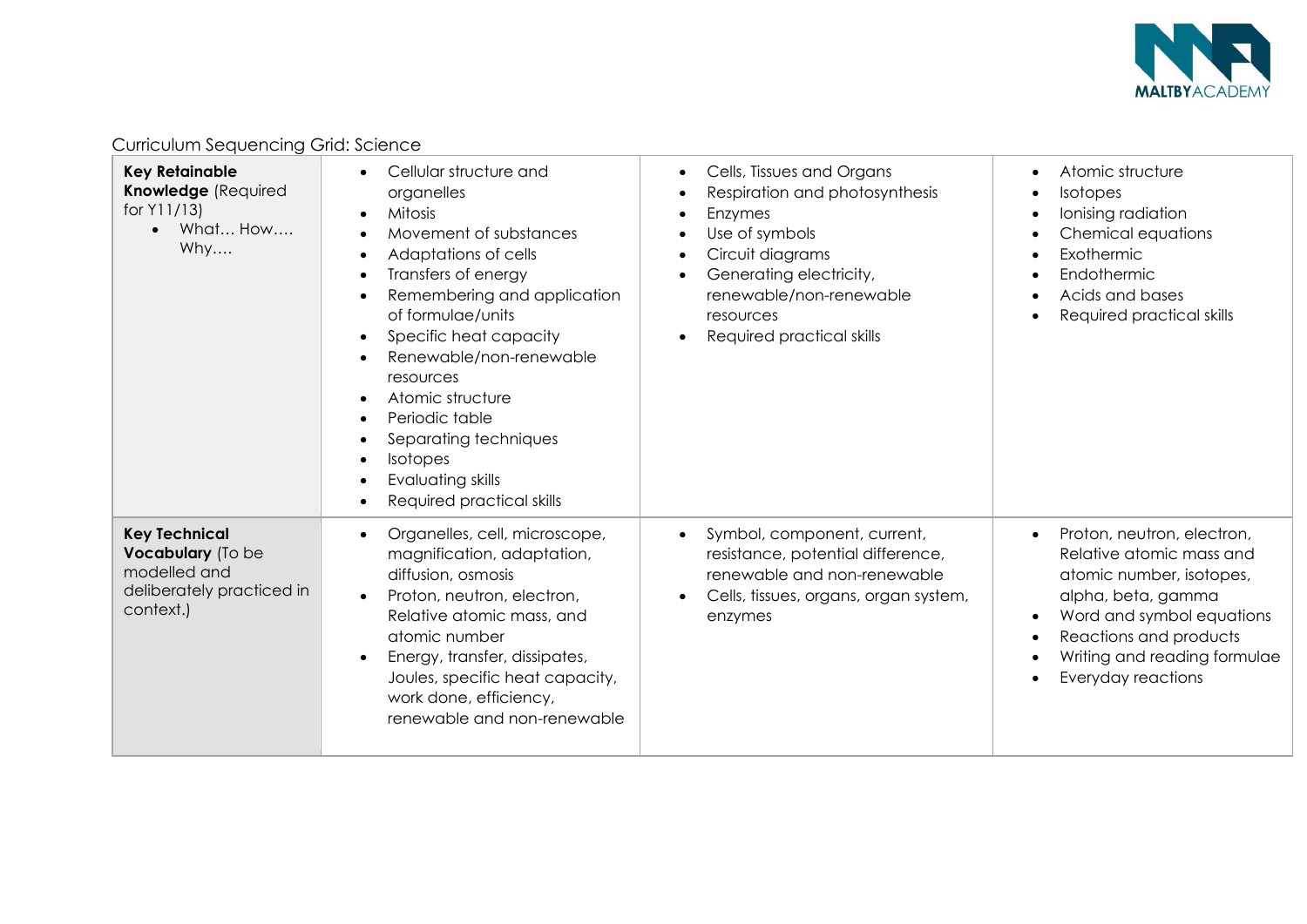Curriculum Sequencing Grid: Science

| | | | |
|---|---|---|---|
| **Key Retainable Knowledge** (Required for Y11/13)<br>• What… How…. Why…. | • Cellular structure and organelles<br>• Mitosis<br>• Movement of substances<br>• Adaptations of cells<br>• Transfers of energy<br>• Remembering and application of formulae/units<br>• Specific heat capacity<br>• Renewable/non-renewable resources<br>• Atomic structure<br>• Periodic table<br>• Separating techniques<br>• Isotopes<br>• Evaluating skills<br>• Required practical skills | • Cells, Tissues and Organs<br>• Respiration and photosynthesis<br>• Enzymes<br>• Use of symbols<br>• Circuit diagrams<br>• Generating electricity, renewable/non-renewable resources<br>• Required practical skills | • Atomic structure<br>• Isotopes<br>• Ionising radiation<br>• Chemical equations<br>• Exothermic<br>• Endothermic<br>• Acids and bases<br>• Required practical skills |
| **Key Technical Vocabulary** (To be modelled and deliberately practiced in context.) | • Organelles, cell, microscope, magnification, adaptation, diffusion, osmosis<br>• Proton, neutron, electron, Relative atomic mass, and atomic number<br>• Energy, transfer, dissipates, Joules, specific heat capacity, work done, efficiency, renewable and non-renewable | • Symbol, component, current, resistance, potential difference, renewable and non-renewable<br>• Cells, tissues, organs, organ system, enzymes | • Proton, neutron, electron, Relative atomic mass and atomic number, isotopes, alpha, beta, gamma<br>• Word and symbol equations<br>• Reactions and products<br>• Writing and reading formulae<br>• Everyday reactions |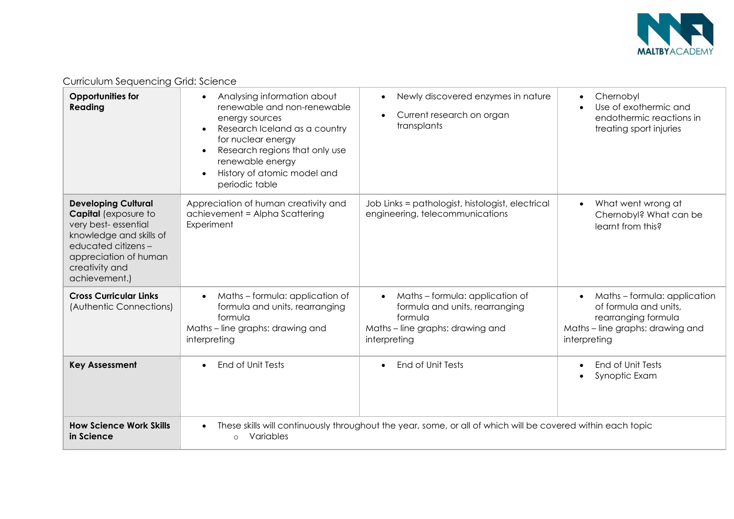Curriculum Sequencing Grid: Science

| | | | |
|---|---|---|---|
| **Opportunities for Reading** | • Analysing information about renewable and non-renewable energy sources<br>• Research Iceland as a country for nuclear energy<br>• Research regions that only use renewable energy<br>• History of atomic model and periodic table | • Newly discovered enzymes in nature<br>• Current research on organ transplants | • Chernobyl<br>• Use of exothermic and endothermic reactions in treating sport injuries |
| **Developing Cultural Capital** (exposure to very best- essential knowledge and skills of educated citizens – appreciation of human creativity and achievement.) | Appreciation of human creativity and achievement = Alpha Scattering Experiment | Job Links = pathologist, histologist, electrical engineering, telecommunications | • What went wrong at Chernobyl? What can be learnt from this? |
| **Cross Curricular Links** (Authentic Connections) | • Maths – formula: application of formula and units, rearranging formula<br>Maths – line graphs: drawing and interpreting | • Maths – formula: application of formula and units, rearranging formula<br>Maths – line graphs: drawing and interpreting | • Maths – formula: application of formula and units, rearranging formula<br>Maths – line graphs: drawing and interpreting |
| **Key Assessment** | • End of Unit Tests | • End of Unit Tests | • End of Unit Tests<br>• Synoptic Exam |
| **How Science Work Skills in Science** | • These skills will continuously throughout the year, some, or all of which will be covered within each topic<br>  ○ Variables | | |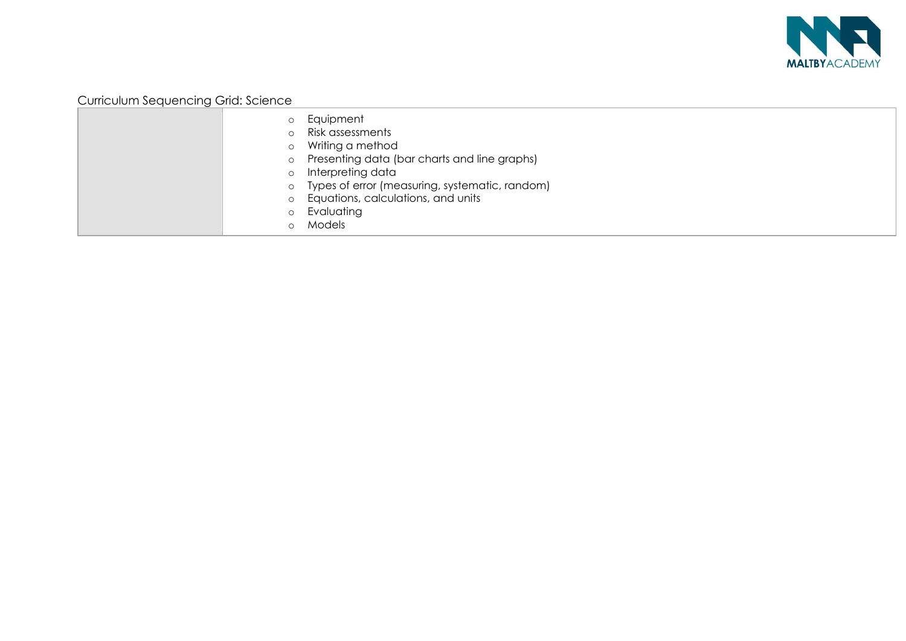Curriculum Sequencing Grid: Science

| | |
|---|---|
| | <ul><li>Equipment</li><li>Risk assessments</li><li>Writing a method</li><li>Presenting data (bar charts and line graphs)</li><li>Interpreting data</li><li>Types of error (measuring, systematic, random)</li><li>Equations, calculations, and units</li><li>Evaluating</li><li>Models</li></ul> |